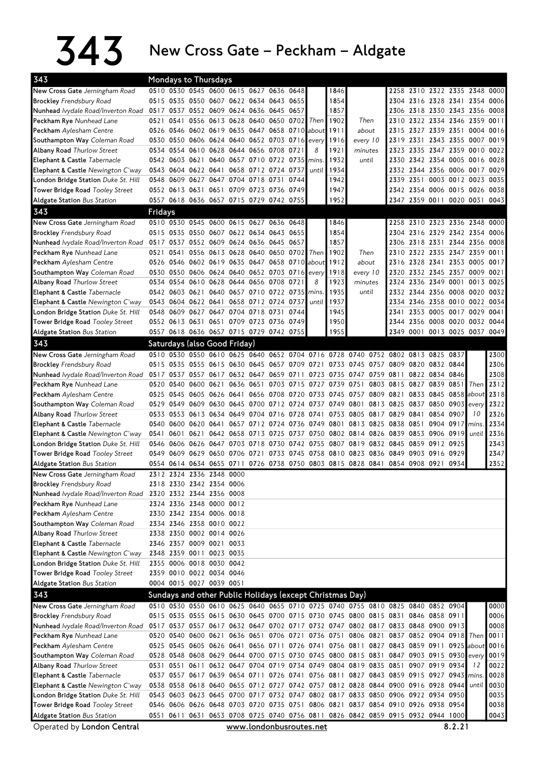# 343 New Cross Gate – Peckham – Aldgate

## Mondays to Thursdays

| 343 | | | | | | | | | | | | | | | | | | |
|---|---|---|---|---|---|---|---|---|---|---|---|---|---|---|---|---|---|---|
| New Cross Gate *Jerningham Road* | 0510 | 0530 | 0545 | 0600 | 0615 | 0627 | 0636 | 0648 | | 1846 | | 2258 | 2310 | 2322 | 2335 | 2348 | 0000 |
| Brockley *Frendsbury Road* | 0515 | 0535 | 0550 | 0607 | 0622 | 0634 | 0643 | 0655 | | 1854 | | 2304 | 2316 | 2328 | 2341 | 2354 | 0006 |
| Nunhead *Ivydale Road/Inverton Road* | 0517 | 0537 | 0552 | 0609 | 0624 | 0636 | 0645 | 0657 | | 1857 | | 2306 | 2318 | 2330 | 2343 | 2356 | 0008 |
| Peckham Rye *Nunhead Lane* | 0521 | 0541 | 0556 | 0613 | 0628 | 0640 | 0650 | 0702 | Then | 1902 | Then | 2310 | 2322 | 2334 | 2346 | 2359 | 0011 |
| Peckham *Aylesham Centre* | 0526 | 0546 | 0602 | 0619 | 0635 | 0647 | 0658 | 0710 | about | 1911 | about | 2315 | 2327 | 2339 | 2351 | 0004 | 0016 |
| Southampton Way *Coleman Road* | 0530 | 0550 | 0606 | 0624 | 0640 | 0652 | 0703 | 0716 | every | 1916 | every 10 | 2319 | 2331 | 2343 | 2355 | 0007 | 0019 |
| Albany Road *Thurlow Street* | 0534 | 0554 | 0610 | 0628 | 0644 | 0656 | 0708 | 0721 | 8 | 1921 | minutes | 2323 | 2335 | 2347 | 2359 | 0010 | 0022 |
| Elephant & Castle *Tabernacle* | 0542 | 0603 | 0621 | 0640 | 0657 | 0710 | 0722 | 0735 | mins. | 1932 | until | 2330 | 2342 | 2354 | 0005 | 0016 | 0028 |
| Elephant & Castle *Newington C'way* | 0543 | 0604 | 0622 | 0641 | 0658 | 0712 | 0724 | 0737 | until | 1934 | | 2332 | 2344 | 2356 | 0006 | 0017 | 0029 |
| London Bridge Station *Duke St. Hill* | 0548 | 0609 | 0627 | 0647 | 0704 | 0718 | 0731 | 0744 | | 1942 | | 2339 | 2351 | 0003 | 0012 | 0023 | 0035 |
| Tower Bridge Road *Tooley Street* | 0552 | 0613 | 0631 | 0651 | 0709 | 0723 | 0736 | 0749 | | 1947 | | 2342 | 2354 | 0006 | 0015 | 0026 | 0038 |
| Aldgate Station *Bus Station* | 0557 | 0618 | 0636 | 0657 | 0715 | 0729 | 0742 | 0755 | | 1952 | | 2347 | 2359 | 0011 | 0020 | 0031 | 0043 |

## Fridays

| 343 | | | | | | | | | | | | | | | | | |
|---|---|---|---|---|---|---|---|---|---|---|---|---|---|---|---|---|---|
| New Cross Gate *Jerningham Road* | 0510 | 0530 | 0545 | 0600 | 0615 | 0627 | 0636 | 0648 | | 1846 | | 2258 | 2310 | 2323 | 2336 | 2348 | 0000 |
| Brockley *Frendsbury Road* | 0515 | 0535 | 0550 | 0607 | 0622 | 0634 | 0643 | 0655 | | 1854 | | 2304 | 2316 | 2329 | 2342 | 2354 | 0006 |
| Nunhead *Ivydale Road/Inverton Road* | 0517 | 0537 | 0552 | 0609 | 0624 | 0636 | 0645 | 0657 | | 1857 | | 2306 | 2318 | 2331 | 2344 | 2356 | 0008 |
| Peckham Rye *Nunhead Lane* | 0521 | 0541 | 0556 | 0613 | 0628 | 0640 | 0650 | 0702 | Then | 1902 | Then | 2310 | 2322 | 2335 | 2347 | 2359 | 0011 |
| Peckham *Aylesham Centre* | 0526 | 0546 | 0602 | 0619 | 0635 | 0647 | 0658 | 0710 | about | 1912 | about | 2316 | 2328 | 2341 | 2353 | 0005 | 0017 |
| Southampton Way *Coleman Road* | 0530 | 0550 | 0606 | 0624 | 0640 | 0652 | 0703 | 0716 | every | 1918 | every 10 | 2320 | 2332 | 2345 | 2357 | 0009 | 0021 |
| Albany Road *Thurlow Street* | 0534 | 0554 | 0610 | 0628 | 0644 | 0656 | 0708 | 0721 | 8 | 1923 | minutes | 2324 | 2336 | 2349 | 0001 | 0013 | 0025 |
| Elephant & Castle *Tabernacle* | 0542 | 0603 | 0621 | 0640 | 0657 | 0710 | 0722 | 0735 | mins. | 1935 | until | 2332 | 2344 | 2356 | 0008 | 0020 | 0032 |
| Elephant & Castle *Newington C'way* | 0543 | 0604 | 0622 | 0641 | 0658 | 0712 | 0724 | 0737 | until | 1937 | | 2334 | 2346 | 2358 | 0010 | 0022 | 0034 |
| London Bridge Station *Duke St. Hill* | 0548 | 0609 | 0627 | 0647 | 0704 | 0718 | 0731 | 0744 | | 1945 | | 2341 | 2353 | 0005 | 0017 | 0029 | 0041 |
| Tower Bridge Road *Tooley Street* | 0552 | 0613 | 0631 | 0651 | 0709 | 0723 | 0736 | 0749 | | 1950 | | 2344 | 2356 | 0008 | 0020 | 0032 | 0044 |
| Aldgate Station *Bus Station* | 0557 | 0618 | 0636 | 0657 | 0715 | 0729 | 0742 | 0755 | | 1955 | | 2349 | 0001 | 0013 | 0025 | 0037 | 0049 |

## Saturdays (also Good Friday)

| 343 | | | | | | | | | | | | | | | | | | |
|---|---|---|---|---|---|---|---|---|---|---|---|---|---|---|---|---|---|---|
| New Cross Gate *Jerningham Road* | 0510 | 0530 | 0550 | 0610 | 0625 | 0640 | 0652 | 0704 | 0716 | 0728 | 0740 | 0752 | 0802 | 0813 | 0825 | 0837 | | 2300 |
| Brockley *Frendsbury Road* | 0515 | 0535 | 0555 | 0615 | 0630 | 0645 | 0657 | 0709 | 0721 | 0733 | 0745 | 0757 | 0809 | 0820 | 0832 | 0844 | | 2306 |
| Nunhead *Ivydale Road/Inverton Road* | 0517 | 0537 | 0557 | 0617 | 0632 | 0647 | 0659 | 0711 | 0723 | 0735 | 0747 | 0759 | 0811 | 0822 | 0834 | 0846 | | 2308 |
| Peckham Rye *Nunhead Lane* | 0520 | 0540 | 0600 | 0621 | 0636 | 0651 | 0703 | 0715 | 0727 | 0739 | 0751 | 0803 | 0815 | 0827 | 0839 | 0851 | Then | 2312 |
| Peckham *Aylesham Centre* | 0525 | 0545 | 0605 | 0626 | 0641 | 0656 | 0708 | 0720 | 0733 | 0745 | 0757 | 0809 | 0821 | 0833 | 0845 | 0858 | about | 2318 |
| Southampton Way *Coleman Road* | 0529 | 0549 | 0609 | 0630 | 0645 | 0700 | 0712 | 0724 | 0737 | 0749 | 0801 | 0813 | 0825 | 0837 | 0850 | 0903 | every | 2322 |
| Albany Road *Thurlow Street* | 0533 | 0553 | 0613 | 0634 | 0649 | 0704 | 0716 | 0728 | 0741 | 0753 | 0805 | 0817 | 0829 | 0841 | 0854 | 0907 | 10 | 2326 |
| Elephant & Castle *Tabernacle* | 0540 | 0600 | 0620 | 0641 | 0657 | 0712 | 0724 | 0736 | 0749 | 0801 | 0813 | 0825 | 0838 | 0851 | 0904 | 0917 | mins. | 2334 |
| Elephant & Castle *Newington C'way* | 0541 | 0601 | 0621 | 0642 | 0658 | 0713 | 0725 | 0737 | 0750 | 0802 | 0814 | 0826 | 0839 | 0853 | 0906 | 0919 | until | 2336 |
| London Bridge Station *Duke St. Hill* | 0546 | 0606 | 0626 | 0647 | 0703 | 0718 | 0730 | 0742 | 0755 | 0807 | 0819 | 0832 | 0845 | 0859 | 0912 | 0925 | | 2343 |
| Tower Bridge Road *Tooley Street* | 0549 | 0609 | 0629 | 0650 | 0706 | 0721 | 0733 | 0745 | 0758 | 0810 | 0823 | 0836 | 0849 | 0903 | 0916 | 0929 | | 2347 |
| Aldgate Station *Bus Station* | 0554 | 0614 | 0634 | 0655 | 0711 | 0726 | 0738 | 0750 | 0803 | 0815 | 0828 | 0841 | 0854 | 0908 | 0921 | 0934 | | 2352 |

| 343 | | | | | |
|---|---|---|---|---|---|
| New Cross Gate *Jerningham Road* | 2312 | 2324 | 2336 | 2348 | 0000 |
| Brockley *Frendsbury Road* | 2318 | 2330 | 2342 | 2354 | 0006 |
| Nunhead *Ivydale Road/Inverton Road* | 2320 | 2332 | 2344 | 2356 | 0008 |
| Peckham Rye *Nunhead Lane* | 2324 | 2336 | 2348 | 0000 | 0012 |
| Peckham *Aylesham Centre* | 2330 | 2342 | 2354 | 0006 | 0018 |
| Southampton Way *Coleman Road* | 2334 | 2346 | 2358 | 0010 | 0022 |
| Albany Road *Thurlow Street* | 2338 | 2350 | 0002 | 0014 | 0026 |
| Elephant & Castle *Tabernacle* | 2346 | 2357 | 0009 | 0021 | 0033 |
| Elephant & Castle *Newington C'way* | 2348 | 2359 | 0011 | 0023 | 0035 |
| London Bridge Station *Duke St. Hill* | 2355 | 0006 | 0018 | 0030 | 0042 |
| Tower Bridge Road *Tooley Street* | 2359 | 0010 | 0022 | 0034 | 0046 |
| Aldgate Station *Bus Station* | 0004 | 0015 | 0027 | 0039 | 0051 |

## Sundays and other Public Holidays (except Christmas Day)

| 343 | | | | | | | | | | | | | | | | | | |
|---|---|---|---|---|---|---|---|---|---|---|---|---|---|---|---|---|---|---|
| New Cross Gate *Jerningham Road* | 0510 | 0530 | 0550 | 0610 | 0625 | 0640 | 0655 | 0710 | 0725 | 0740 | 0755 | 0810 | 0825 | 0840 | 0852 | 0904 | | 0000 |
| Brockley *Frendsbury Road* | 0515 | 0535 | 0555 | 0615 | 0630 | 0645 | 0700 | 0715 | 0730 | 0745 | 0800 | 0815 | 0831 | 0846 | 0858 | 0911 | | 0006 |
| Nunhead *Ivydale Road/Inverton Road* | 0517 | 0537 | 0557 | 0617 | 0632 | 0647 | 0702 | 0717 | 0732 | 0747 | 0802 | 0817 | 0833 | 0848 | 0900 | 0913 | | 0008 |
| Peckham Rye *Nunhead Lane* | 0520 | 0540 | 0600 | 0621 | 0636 | 0651 | 0706 | 0721 | 0736 | 0751 | 0806 | 0821 | 0837 | 0852 | 0904 | 0918 | Then | 0011 |
| Peckham *Aylesham Centre* | 0525 | 0545 | 0605 | 0626 | 0641 | 0656 | 0711 | 0726 | 0741 | 0756 | 0811 | 0827 | 0843 | 0859 | 0911 | 0925 | about | 0016 |
| Southampton Way *Coleman Road* | 0528 | 0548 | 0608 | 0629 | 0644 | 0700 | 0715 | 0730 | 0745 | 0800 | 0815 | 0831 | 0847 | 0903 | 0915 | 0930 | every | 0019 |
| Albany Road *Thurlow Street* | 0531 | 0551 | 0611 | 0632 | 0647 | 0704 | 0719 | 0734 | 0749 | 0804 | 0819 | 0835 | 0851 | 0907 | 0919 | 0934 | 12 | 0022 |
| Elephant & Castle *Tabernacle* | 0537 | 0557 | 0617 | 0639 | 0654 | 0711 | 0726 | 0741 | 0756 | 0811 | 0827 | 0843 | 0859 | 0915 | 0927 | 0943 | mins. | 0028 |
| Elephant & Castle *Newington C'way* | 0538 | 0558 | 0618 | 0640 | 0655 | 0712 | 0727 | 0742 | 0757 | 0812 | 0828 | 0844 | 0900 | 0916 | 0928 | 0944 | until | 0030 |
| London Bridge Station *Duke St. Hill* | 0543 | 0603 | 0623 | 0645 | 0700 | 0717 | 0732 | 0747 | 0802 | 0817 | 0833 | 0850 | 0906 | 0922 | 0934 | 0950 | | 0035 |
| Tower Bridge Road *Tooley Street* | 0546 | 0606 | 0626 | 0648 | 0703 | 0720 | 0735 | 0751 | 0806 | 0821 | 0837 | 0854 | 0910 | 0926 | 0938 | 0954 | | 0038 |
| Aldgate Station *Bus Station* | 0551 | 0611 | 0631 | 0653 | 0708 | 0725 | 0740 | 0756 | 0811 | 0826 | 0842 | 0859 | 0915 | 0932 | 0944 | 1000 | | 0043 |

Operated by **London Central** www.londonbusroutes.net 8.2.21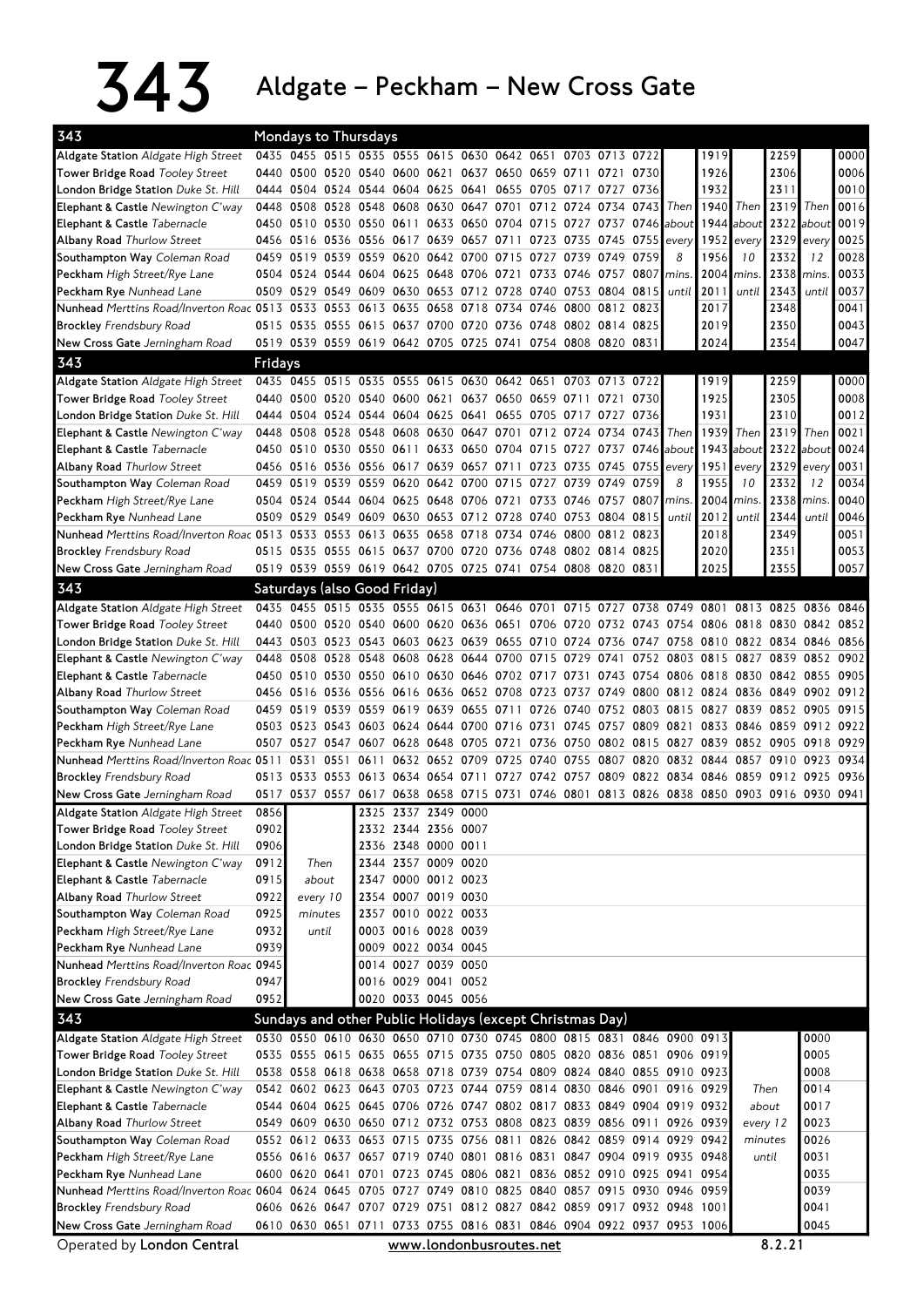# 343 Aldgate – Peckham – New Cross Gate

## Mondays to Thursdays

| 343 | | | | | | | | | | | | | | | | | | | | |
|---|---|---|---|---|---|---|---|---|---|---|---|---|---|---|---|---|---|---|---|---|
| **Aldgate Station** *Aldgate High Street* | 0435 | 0455 | 0515 | 0535 | 0555 | 0615 | 0630 | 0642 | 0651 | 0703 | 0713 | 0722 | | 1919 | | 2259 | | 0000 |
| **Tower Bridge Road** *Tooley Street* | 0440 | 0500 | 0520 | 0540 | 0600 | 0621 | 0637 | 0650 | 0659 | 0711 | 0721 | 0730 | | 1926 | | 2306 | | 0006 |
| **London Bridge Station** *Duke St. Hill* | 0444 | 0504 | 0524 | 0544 | 0604 | 0625 | 0641 | 0655 | 0705 | 0717 | 0727 | 0736 | | 1932 | | 2311 | | 0010 |
| **Elephant & Castle** *Newington C'way* | 0448 | 0508 | 0528 | 0548 | 0608 | 0630 | 0647 | 0701 | 0712 | 0724 | 0734 | 0743 | Then | 1940 | Then | 2319 | Then | 0016 |
| **Elephant & Castle** *Tabernacle* | 0450 | 0510 | 0530 | 0550 | 0611 | 0633 | 0650 | 0704 | 0715 | 0727 | 0737 | 0746 | about | 1944 | about | 2322 | about | 0019 |
| **Albany Road** *Thurlow Street* | 0456 | 0516 | 0536 | 0556 | 0617 | 0639 | 0657 | 0711 | 0723 | 0735 | 0745 | 0755 | every | 1952 | every | 2329 | every | 0025 |
| **Southampton Way** *Coleman Road* | 0459 | 0519 | 0539 | 0559 | 0620 | 0642 | 0700 | 0715 | 0727 | 0739 | 0749 | 0759 | 8 | 1956 | 10 | 2332 | 12 | 0028 |
| **Peckham** *High Street/Rye Lane* | 0504 | 0524 | 0544 | 0604 | 0625 | 0648 | 0706 | 0721 | 0733 | 0746 | 0757 | 0807 | mins. | 2004 | mins. | 2338 | mins. | 0033 |
| **Peckham Rye** *Nunhead Lane* | 0509 | 0529 | 0549 | 0609 | 0630 | 0653 | 0712 | 0728 | 0740 | 0753 | 0804 | 0815 | until | 2011 | until | 2343 | until | 0037 |
| **Nunhead** *Merttins Road/Inverton Road* | 0513 | 0533 | 0553 | 0613 | 0635 | 0658 | 0718 | 0734 | 0746 | 0800 | 0812 | 0823 | | 2017 | | 2348 | | 0041 |
| **Brockley** *Frendsbury Road* | 0515 | 0535 | 0555 | 0615 | 0637 | 0700 | 0720 | 0736 | 0748 | 0802 | 0814 | 0825 | | 2019 | | 2350 | | 0043 |
| **New Cross Gate** *Jerningham Road* | 0519 | 0539 | 0559 | 0619 | 0642 | 0705 | 0725 | 0741 | 0754 | 0808 | 0820 | 0831 | | 2024 | | 2354 | | 0047 |

## Fridays

| 343 | | | | | | | | | | | | | | | | | | |
|---|---|---|---|---|---|---|---|---|---|---|---|---|---|---|---|---|---|---|
| **Aldgate Station** *Aldgate High Street* | 0435 | 0455 | 0515 | 0535 | 0555 | 0615 | 0630 | 0642 | 0651 | 0703 | 0713 | 0722 | | 1919 | | 2259 | | 0000 |
| **Tower Bridge Road** *Tooley Street* | 0440 | 0500 | 0520 | 0540 | 0600 | 0621 | 0637 | 0650 | 0659 | 0711 | 0721 | 0730 | | 1925 | | 2305 | | 0008 |
| **London Bridge Station** *Duke St. Hill* | 0444 | 0504 | 0524 | 0544 | 0604 | 0625 | 0641 | 0655 | 0705 | 0717 | 0727 | 0736 | | 1931 | | 2310 | | 0012 |
| **Elephant & Castle** *Newington C'way* | 0448 | 0508 | 0528 | 0548 | 0608 | 0630 | 0647 | 0701 | 0712 | 0724 | 0734 | 0743 | Then | 1939 | Then | 2319 | Then | 0021 |
| **Elephant & Castle** *Tabernacle* | 0450 | 0510 | 0530 | 0550 | 0611 | 0633 | 0650 | 0704 | 0715 | 0727 | 0737 | 0746 | about | 1943 | about | 2322 | about | 0024 |
| **Albany Road** *Thurlow Street* | 0456 | 0516 | 0536 | 0556 | 0617 | 0639 | 0657 | 0711 | 0723 | 0735 | 0745 | 0755 | every | 1951 | every | 2329 | every | 0031 |
| **Southampton Way** *Coleman Road* | 0459 | 0519 | 0539 | 0559 | 0620 | 0642 | 0700 | 0715 | 0727 | 0739 | 0749 | 0759 | 8 | 1955 | 10 | 2332 | 12 | 0034 |
| **Peckham** *High Street/Rye Lane* | 0504 | 0524 | 0544 | 0604 | 0625 | 0648 | 0706 | 0721 | 0733 | 0746 | 0757 | 0807 | mins. | 2004 | mins. | 2338 | mins. | 0040 |
| **Peckham Rye** *Nunhead Lane* | 0509 | 0529 | 0549 | 0609 | 0630 | 0653 | 0712 | 0728 | 0740 | 0753 | 0804 | 0815 | until | 2012 | until | 2344 | until | 0046 |
| **Nunhead** *Merttins Road/Inverton Road* | 0513 | 0533 | 0553 | 0613 | 0635 | 0658 | 0718 | 0734 | 0746 | 0800 | 0812 | 0823 | | 2018 | | 2349 | | 0051 |
| **Brockley** *Frendsbury Road* | 0515 | 0535 | 0555 | 0615 | 0637 | 0700 | 0720 | 0736 | 0748 | 0802 | 0814 | 0825 | | 2020 | | 2351 | | 0053 |
| **New Cross Gate** *Jerningham Road* | 0519 | 0539 | 0559 | 0619 | 0642 | 0705 | 0725 | 0741 | 0754 | 0808 | 0820 | 0831 | | 2025 | | 2355 | | 0057 |

## Saturdays (also Good Friday)

| 343 | | | | | | | | | | | | | | | | | | |
|---|---|---|---|---|---|---|---|---|---|---|---|---|---|---|---|---|---|---|
| **Aldgate Station** *Aldgate High Street* | 0435 | 0455 | 0515 | 0535 | 0555 | 0615 | 0631 | 0646 | 0701 | 0715 | 0727 | 0738 | 0749 | 0801 | 0813 | 0825 | 0836 | 0846 |
| **Tower Bridge Road** *Tooley Street* | 0440 | 0500 | 0520 | 0540 | 0600 | 0620 | 0636 | 0651 | 0706 | 0720 | 0732 | 0743 | 0754 | 0806 | 0818 | 0830 | 0842 | 0852 |
| **London Bridge Station** *Duke St. Hill* | 0443 | 0503 | 0523 | 0543 | 0603 | 0623 | 0639 | 0655 | 0710 | 0724 | 0736 | 0747 | 0758 | 0810 | 0822 | 0834 | 0846 | 0856 |
| **Elephant & Castle** *Newington C'way* | 0448 | 0508 | 0528 | 0548 | 0608 | 0628 | 0644 | 0700 | 0715 | 0729 | 0741 | 0752 | 0803 | 0815 | 0827 | 0839 | 0852 | 0902 |
| **Elephant & Castle** *Tabernacle* | 0450 | 0510 | 0530 | 0550 | 0610 | 0630 | 0646 | 0702 | 0717 | 0731 | 0743 | 0754 | 0806 | 0818 | 0830 | 0842 | 0855 | 0905 |
| **Albany Road** *Thurlow Street* | 0456 | 0516 | 0536 | 0556 | 0616 | 0636 | 0652 | 0708 | 0723 | 0737 | 0749 | 0800 | 0812 | 0824 | 0836 | 0849 | 0902 | 0912 |
| **Southampton Way** *Coleman Road* | 0459 | 0519 | 0539 | 0559 | 0619 | 0639 | 0655 | 0711 | 0726 | 0740 | 0752 | 0803 | 0815 | 0827 | 0839 | 0852 | 0905 | 0915 |
| **Peckham** *High Street/Rye Lane* | 0503 | 0523 | 0543 | 0603 | 0624 | 0644 | 0700 | 0716 | 0731 | 0745 | 0757 | 0809 | 0821 | 0833 | 0846 | 0859 | 0912 | 0922 |
| **Peckham Rye** *Nunhead Lane* | 0507 | 0527 | 0547 | 0607 | 0628 | 0648 | 0705 | 0721 | 0736 | 0750 | 0802 | 0815 | 0827 | 0839 | 0852 | 0905 | 0918 | 0929 |
| **Nunhead** *Merttins Road/Inverton Road* | 0511 | 0531 | 0551 | 0611 | 0632 | 0652 | 0709 | 0725 | 0740 | 0755 | 0807 | 0820 | 0832 | 0844 | 0857 | 0910 | 0923 | 0934 |
| **Brockley** *Frendsbury Road* | 0513 | 0533 | 0553 | 0613 | 0634 | 0654 | 0711 | 0727 | 0742 | 0757 | 0809 | 0822 | 0834 | 0846 | 0859 | 0912 | 0925 | 0936 |
| **New Cross Gate** *Jerningham Road* | 0517 | 0537 | 0557 | 0617 | 0638 | 0658 | 0715 | 0731 | 0746 | 0801 | 0813 | 0826 | 0838 | 0850 | 0903 | 0916 | 0930 | 0941 |

| 343 | | | | | | |
|---|---|---|---|---|---|---|
| **Aldgate Station** *Aldgate High Street* | 0856 | | 2325 | 2337 | 2349 | 0000 |
| **Tower Bridge Road** *Tooley Street* | 0902 | | 2332 | 2344 | 2356 | 0007 |
| **London Bridge Station** *Duke St. Hill* | 0906 | | 2336 | 2348 | 0000 | 0011 |
| **Elephant & Castle** *Newington C'way* | 0912 | Then | 2344 | 2357 | 0009 | 0020 |
| **Elephant & Castle** *Tabernacle* | 0915 | about | 2347 | 0000 | 0012 | 0023 |
| **Albany Road** *Thurlow Street* | 0922 | every 10 | 2354 | 0007 | 0019 | 0030 |
| **Southampton Way** *Coleman Road* | 0925 | minutes | 2357 | 0010 | 0022 | 0033 |
| **Peckham** *High Street/Rye Lane* | 0932 | until | 0003 | 0016 | 0028 | 0039 |
| **Peckham Rye** *Nunhead Lane* | 0939 | | 0009 | 0022 | 0034 | 0045 |
| **Nunhead** *Merttins Road/Inverton Road* | 0945 | | 0014 | 0027 | 0039 | 0050 |
| **Brockley** *Frendsbury Road* | 0947 | | 0016 | 0029 | 0041 | 0052 |
| **New Cross Gate** *Jerningham Road* | 0952 | | 0020 | 0033 | 0045 | 0056 |

## Sundays and other Public Holidays (except Christmas Day)

| 343 | | | | | | | | | | | | | | | |
|---|---|---|---|---|---|---|---|---|---|---|---|---|---|---|---|
| **Aldgate Station** *Aldgate High Street* | 0530 | 0550 | 0610 | 0630 | 0650 | 0710 | 0730 | 0745 | 0800 | 0815 | 0831 | 0846 | 0900 | 0913 | | 0000 |
| **Tower Bridge Road** *Tooley Street* | 0535 | 0555 | 0615 | 0635 | 0655 | 0715 | 0735 | 0750 | 0805 | 0820 | 0836 | 0851 | 0906 | 0919 | | 0005 |
| **London Bridge Station** *Duke St. Hill* | 0538 | 0558 | 0618 | 0638 | 0658 | 0718 | 0739 | 0754 | 0809 | 0824 | 0840 | 0855 | 0910 | 0923 | | 0008 |
| **Elephant & Castle** *Newington C'way* | 0542 | 0602 | 0623 | 0643 | 0703 | 0723 | 0744 | 0759 | 0814 | 0830 | 0846 | 0901 | 0916 | 0929 | Then | 0014 |
| **Elephant & Castle** *Tabernacle* | 0544 | 0604 | 0625 | 0645 | 0706 | 0726 | 0747 | 0802 | 0817 | 0833 | 0849 | 0904 | 0919 | 0932 | about | 0017 |
| **Albany Road** *Thurlow Street* | 0549 | 0609 | 0630 | 0650 | 0712 | 0732 | 0753 | 0808 | 0823 | 0839 | 0856 | 0911 | 0926 | 0939 | every 12 | 0023 |
| **Southampton Way** *Coleman Road* | 0552 | 0612 | 0633 | 0653 | 0715 | 0735 | 0756 | 0811 | 0826 | 0842 | 0859 | 0914 | 0929 | 0942 | minutes | 0026 |
| **Peckham** *High Street/Rye Lane* | 0556 | 0616 | 0637 | 0657 | 0719 | 0740 | 0801 | 0816 | 0831 | 0847 | 0904 | 0919 | 0935 | 0948 | until | 0031 |
| **Peckham Rye** *Nunhead Lane* | 0600 | 0620 | 0641 | 0701 | 0723 | 0745 | 0806 | 0821 | 0836 | 0852 | 0910 | 0925 | 0941 | 0954 | | 0035 |
| **Nunhead** *Merttins Road/Inverton Road* | 0604 | 0624 | 0645 | 0705 | 0727 | 0749 | 0810 | 0825 | 0840 | 0857 | 0915 | 0930 | 0946 | 0959 | | 0039 |
| **Brockley** *Frendsbury Road* | 0606 | 0626 | 0647 | 0707 | 0729 | 0751 | 0812 | 0827 | 0842 | 0859 | 0917 | 0932 | 0948 | 1001 | | 0041 |
| **New Cross Gate** *Jerningham Road* | 0610 | 0630 | 0651 | 0711 | 0733 | 0755 | 0816 | 0831 | 0846 | 0904 | 0922 | 0937 | 0953 | 1006 | | 0045 |

Operated by **London Central** www.londonbusroutes.net 8.2.21